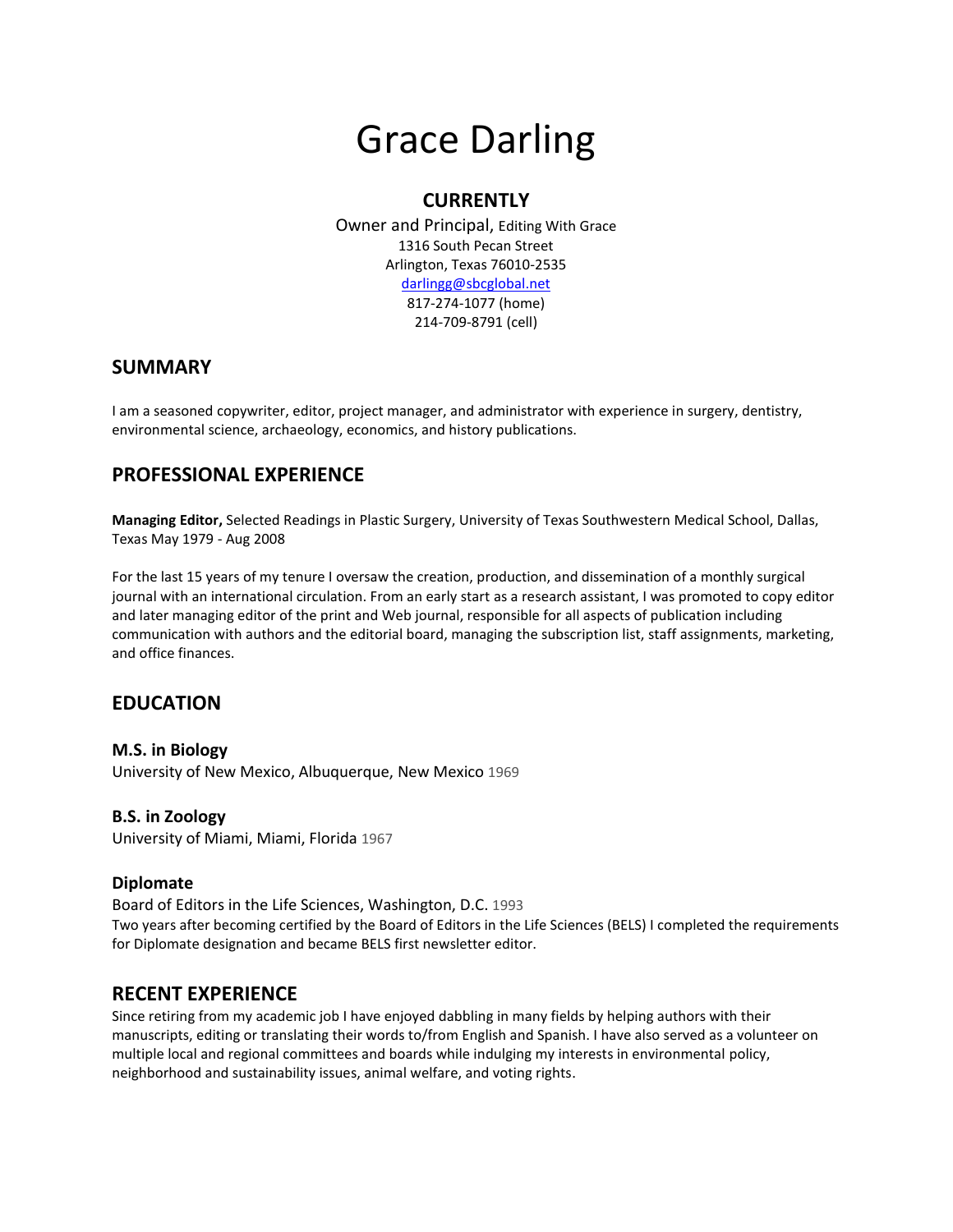# Grace Darling

## CURRENTLY

Owner and Principal, Editing With Grace
1316 South Pecan Street
Arlington, Texas 76010-2535
[darlingg@sbcglobal.net](mailto:darlingg@sbcglobal.net)
817-274-1077 (home)
214-709-8791 (cell)

## SUMMARY

I am a seasoned copywriter, editor, project manager, and administrator with experience in surgery, dentistry, environmental science, archaeology, economics, and history publications.

## PROFESSIONAL EXPERIENCE

**Managing Editor,** Selected Readings in Plastic Surgery, University of Texas Southwestern Medical School, Dallas, Texas May 1979 - Aug 2008

For the last 15 years of my tenure I oversaw the creation, production, and dissemination of a monthly surgical journal with an international circulation. From an early start as a research assistant, I was promoted to copy editor and later managing editor of the print and Web journal, responsible for all aspects of publication including communication with authors and the editorial board, managing the subscription list, staff assignments, marketing, and office finances.

## EDUCATION

### M.S. in Biology

University of New Mexico, Albuquerque, New Mexico 1969

### B.S. in Zoology

University of Miami, Miami, Florida 1967

### Diplomate

Board of Editors in the Life Sciences, Washington, D.C. 1993
Two years after becoming certified by the Board of Editors in the Life Sciences (BELS) I completed the requirements for Diplomate designation and became BELS first newsletter editor.

## RECENT EXPERIENCE

Since retiring from my academic job I have enjoyed dabbling in many fields by helping authors with their manuscripts, editing or translating their words to/from English and Spanish. I have also served as a volunteer on multiple local and regional committees and boards while indulging my interests in environmental policy, neighborhood and sustainability issues, animal welfare, and voting rights.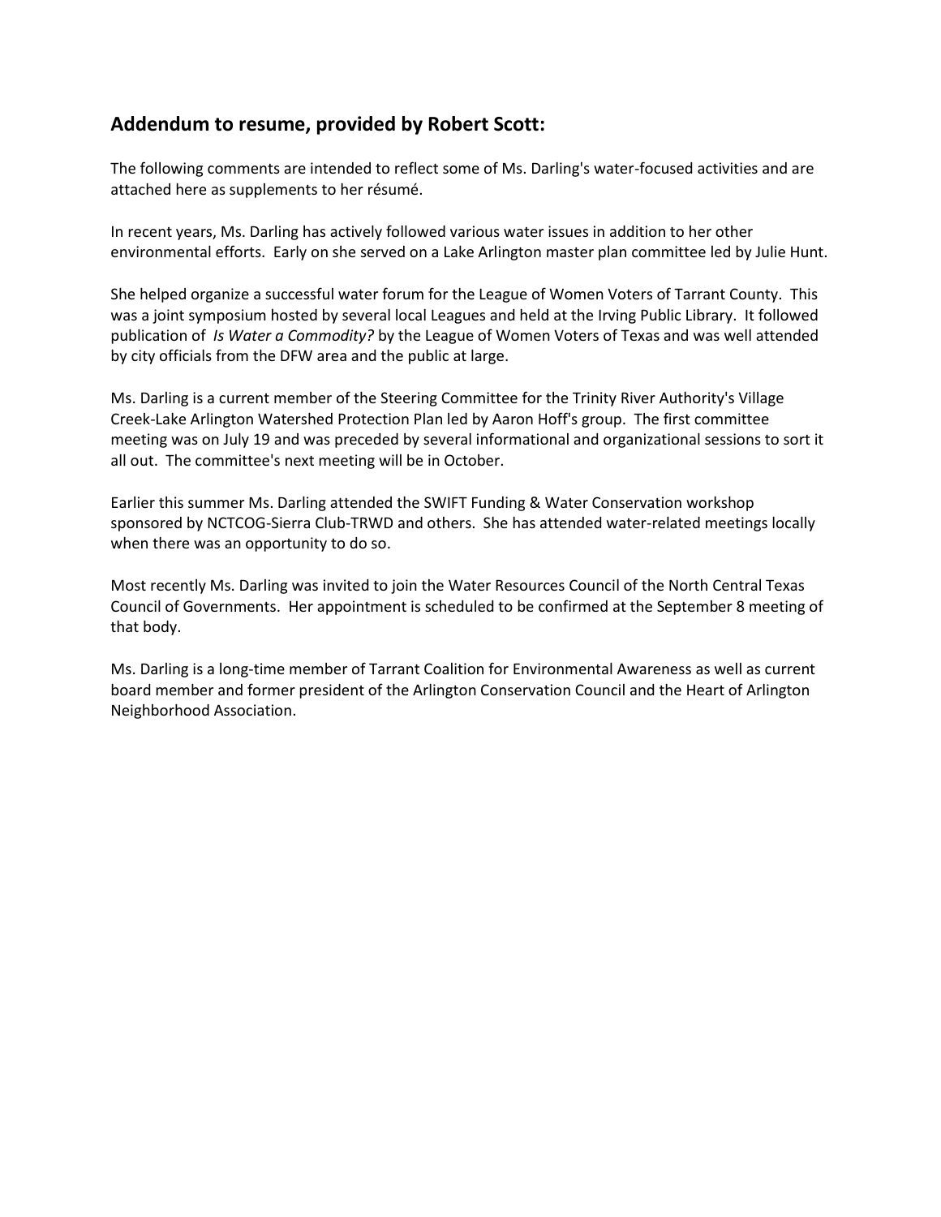## Addendum to resume, provided by Robert Scott:

The following comments are intended to reflect some of Ms. Darling's water-focused activities and are attached here as supplements to her résumé.

In recent years, Ms. Darling has actively followed various water issues in addition to her other environmental efforts. Early on she served on a Lake Arlington master plan committee led by Julie Hunt.

She helped organize a successful water forum for the League of Women Voters of Tarrant County. This was a joint symposium hosted by several local Leagues and held at the Irving Public Library. It followed publication of *Is Water a Commodity?* by the League of Women Voters of Texas and was well attended by city officials from the DFW area and the public at large.

Ms. Darling is a current member of the Steering Committee for the Trinity River Authority's Village Creek-Lake Arlington Watershed Protection Plan led by Aaron Hoff's group. The first committee meeting was on July 19 and was preceded by several informational and organizational sessions to sort it all out. The committee's next meeting will be in October.

Earlier this summer Ms. Darling attended the SWIFT Funding & Water Conservation workshop sponsored by NCTCOG-Sierra Club-TRWD and others. She has attended water-related meetings locally when there was an opportunity to do so.

Most recently Ms. Darling was invited to join the Water Resources Council of the North Central Texas Council of Governments. Her appointment is scheduled to be confirmed at the September 8 meeting of that body.

Ms. Darling is a long-time member of Tarrant Coalition for Environmental Awareness as well as current board member and former president of the Arlington Conservation Council and the Heart of Arlington Neighborhood Association.